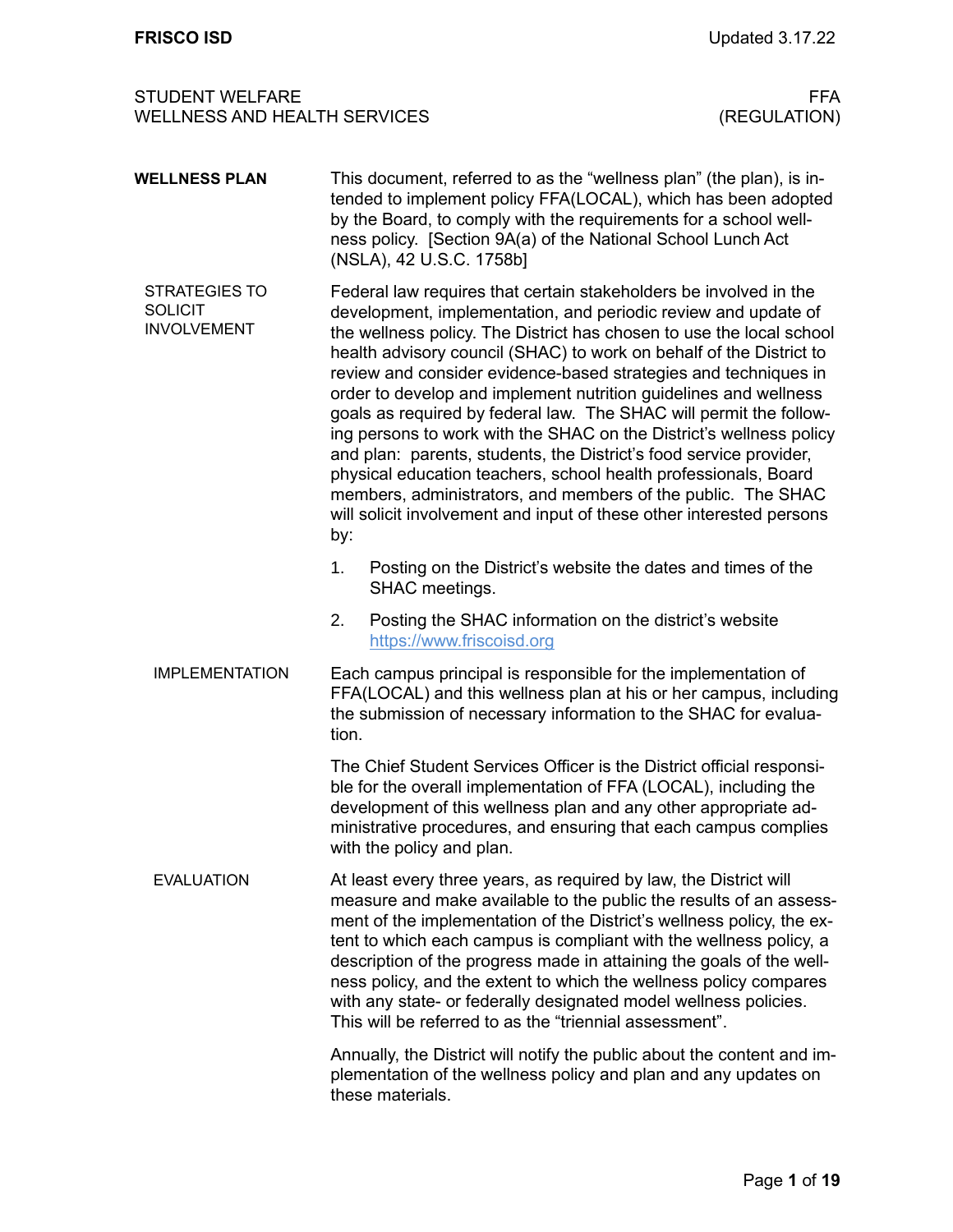# STUDENT WELFARE
# WELLNESS AND HEALTH SERVICES

**FFA (REGULATION)**

## WELLNESS PLAN

This document, referred to as the "wellness plan" (the plan), is intended to implement policy FFA(LOCAL), which has been adopted by the Board, to comply with the requirements for a school wellness policy. [Section 9A(a) of the National School Lunch Act (NSLA), 42 U.S.C. 1758b]

### STRATEGIES TO SOLICIT INVOLVEMENT

Federal law requires that certain stakeholders be involved in the development, implementation, and periodic review and update of the wellness policy. The District has chosen to use the local school health advisory council (SHAC) to work on behalf of the District to review and consider evidence-based strategies and techniques in order to develop and implement nutrition guidelines and wellness goals as required by federal law. The SHAC will permit the following persons to work with the SHAC on the District's wellness policy and plan: parents, students, the District's food service provider, physical education teachers, school health professionals, Board members, administrators, and members of the public. The SHAC will solicit involvement and input of these other interested persons by:

1. Posting on the District's website the dates and times of the SHAC meetings.
2. Posting the SHAC information on the district's website https://www.friscoisd.org

### IMPLEMENTATION

Each campus principal is responsible for the implementation of FFA(LOCAL) and this wellness plan at his or her campus, including the submission of necessary information to the SHAC for evaluation.

The Chief Student Services Officer is the District official responsible for the overall implementation of FFA (LOCAL), including the development of this wellness plan and any other appropriate administrative procedures, and ensuring that each campus complies with the policy and plan.

### EVALUATION

At least every three years, as required by law, the District will measure and make available to the public the results of an assessment of the implementation of the District's wellness policy, the extent to which each campus is compliant with the wellness policy, a description of the progress made in attaining the goals of the wellness policy, and the extent to which the wellness policy compares with any state- or federally designated model wellness policies. This will be referred to as the "triennial assessment".

Annually, the District will notify the public about the content and implementation of the wellness policy and plan and any updates on these materials.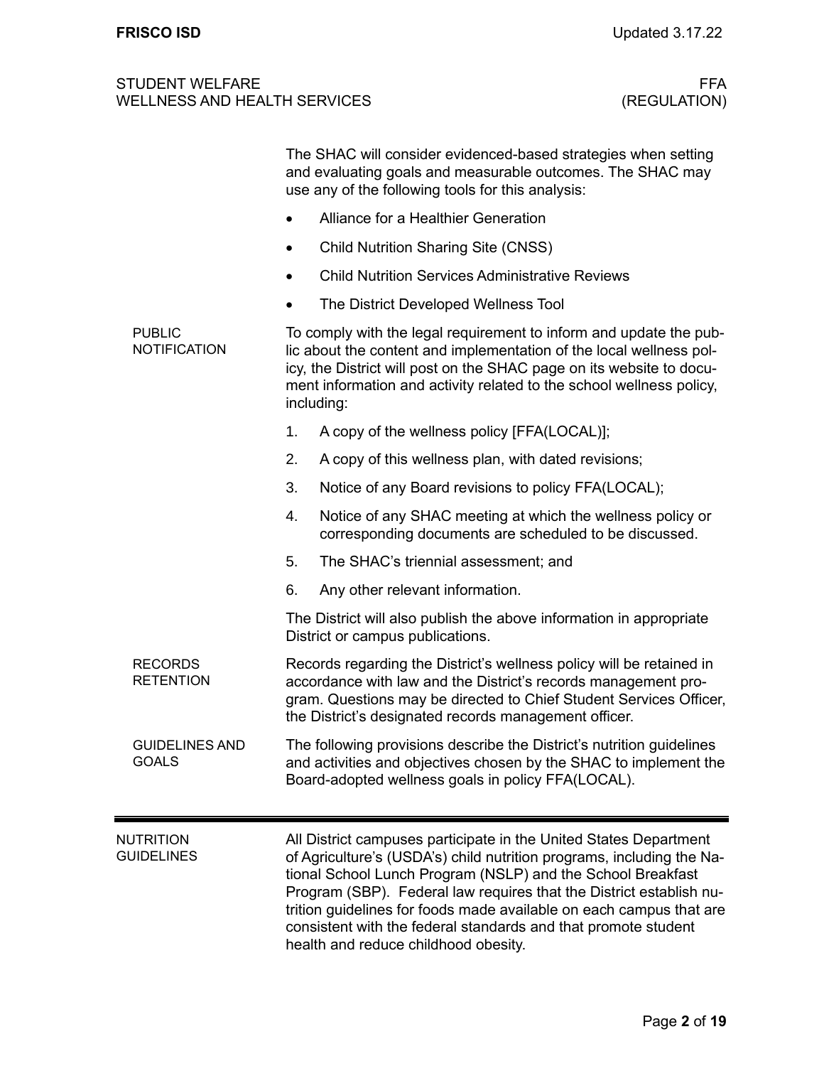The SHAC will consider evidenced-based strategies when setting and evaluating goals and measurable outcomes. The SHAC may use any of the following tools for this analysis:

- Alliance for a Healthier Generation
- Child Nutrition Sharing Site (CNSS)
- Child Nutrition Services Administrative Reviews
- The District Developed Wellness Tool

## PUBLIC NOTIFICATION

To comply with the legal requirement to inform and update the public about the content and implementation of the local wellness policy, the District will post on the SHAC page on its website to document information and activity related to the school wellness policy, including:

1. A copy of the wellness policy [FFA(LOCAL)];
2. A copy of this wellness plan, with dated revisions;
3. Notice of any Board revisions to policy FFA(LOCAL);
4. Notice of any SHAC meeting at which the wellness policy or corresponding documents are scheduled to be discussed.
5. The SHAC's triennial assessment; and
6. Any other relevant information.

The District will also publish the above information in appropriate District or campus publications.

## RECORDS RETENTION

Records regarding the District's wellness policy will be retained in accordance with law and the District's records management program. Questions may be directed to Chief Student Services Officer, the District's designated records management officer.

## GUIDELINES AND GOALS

The following provisions describe the District's nutrition guidelines and activities and objectives chosen by the SHAC to implement the Board-adopted wellness goals in policy FFA(LOCAL).

---

## NUTRITION GUIDELINES

All District campuses participate in the United States Department of Agriculture's (USDA's) child nutrition programs, including the National School Lunch Program (NSLP) and the School Breakfast Program (SBP). Federal law requires that the District establish nutrition guidelines for foods made available on each campus that are consistent with the federal standards and that promote student health and reduce childhood obesity.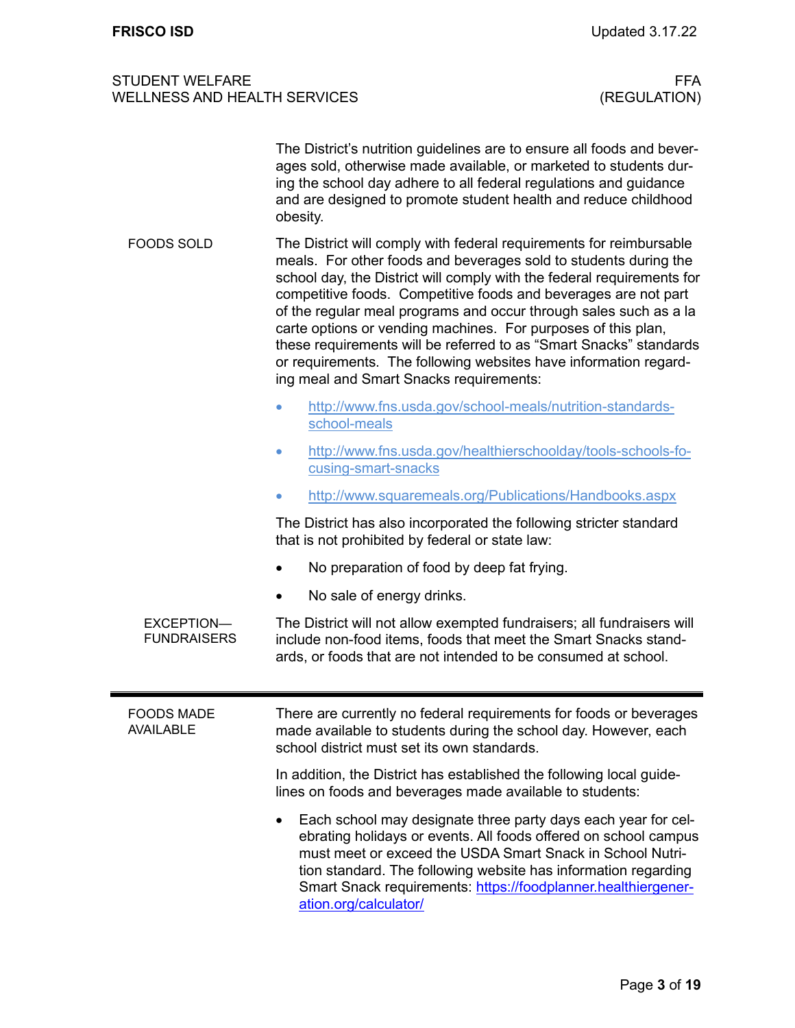The District's nutrition guidelines are to ensure all foods and beverages sold, otherwise made available, or marketed to students during the school day adhere to all federal regulations and guidance and are designed to promote student health and reduce childhood obesity.

## FOODS SOLD

The District will comply with federal requirements for reimbursable meals. For other foods and beverages sold to students during the school day, the District will comply with the federal requirements for competitive foods. Competitive foods and beverages are not part of the regular meal programs and occur through sales such as a la carte options or vending machines. For purposes of this plan, these requirements will be referred to as "Smart Snacks" standards or requirements. The following websites have information regarding meal and Smart Snacks requirements:

- http://www.fns.usda.gov/school-meals/nutrition-standards-school-meals
- http://www.fns.usda.gov/healthierschoolday/tools-schools-focusing-smart-snacks
- http://www.squaremeals.org/Publications/Handbooks.aspx

The District has also incorporated the following stricter standard that is not prohibited by federal or state law:

- No preparation of food by deep fat frying.
- No sale of energy drinks.

### EXCEPTION—FUNDRAISERS

The District will not allow exempted fundraisers; all fundraisers will include non-food items, foods that meet the Smart Snacks standards, or foods that are not intended to be consumed at school.

---

## FOODS MADE AVAILABLE

There are currently no federal requirements for foods or beverages made available to students during the school day. However, each school district must set its own standards.

In addition, the District has established the following local guidelines on foods and beverages made available to students:

- Each school may designate three party days each year for celebrating holidays or events. All foods offered on school campus must meet or exceed the USDA Smart Snack in School Nutrition standard. The following website has information regarding Smart Snack requirements: https://foodplanner.healthiergeneration.org/calculator/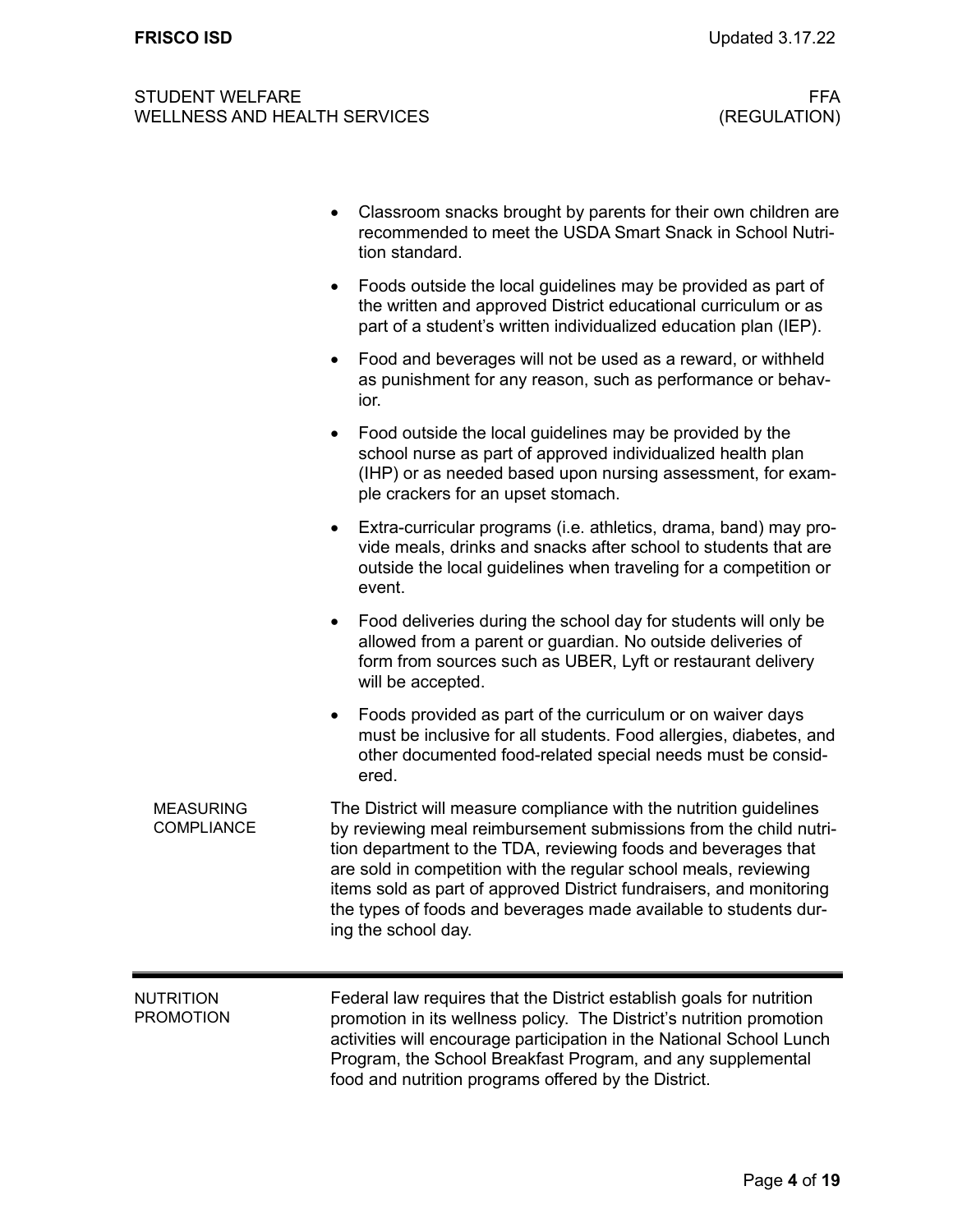- Classroom snacks brought by parents for their own children are recommended to meet the USDA Smart Snack in School Nutrition standard.
- Foods outside the local guidelines may be provided as part of the written and approved District educational curriculum or as part of a student's written individualized education plan (IEP).
- Food and beverages will not be used as a reward, or withheld as punishment for any reason, such as performance or behavior.
- Food outside the local guidelines may be provided by the school nurse as part of approved individualized health plan (IHP) or as needed based upon nursing assessment, for example crackers for an upset stomach.
- Extra-curricular programs (i.e. athletics, drama, band) may provide meals, drinks and snacks after school to students that are outside the local guidelines when traveling for a competition or event.
- Food deliveries during the school day for students will only be allowed from a parent or guardian. No outside deliveries of form from sources such as UBER, Lyft or restaurant delivery will be accepted.
- Foods provided as part of the curriculum or on waiver days must be inclusive for all students. Food allergies, diabetes, and other documented food-related special needs must be considered.

## MEASURING COMPLIANCE

The District will measure compliance with the nutrition guidelines by reviewing meal reimbursement submissions from the child nutrition department to the TDA, reviewing foods and beverages that are sold in competition with the regular school meals, reviewing items sold as part of approved District fundraisers, and monitoring the types of foods and beverages made available to students during the school day.

---

## NUTRITION PROMOTION

Federal law requires that the District establish goals for nutrition promotion in its wellness policy. The District's nutrition promotion activities will encourage participation in the National School Lunch Program, the School Breakfast Program, and any supplemental food and nutrition programs offered by the District.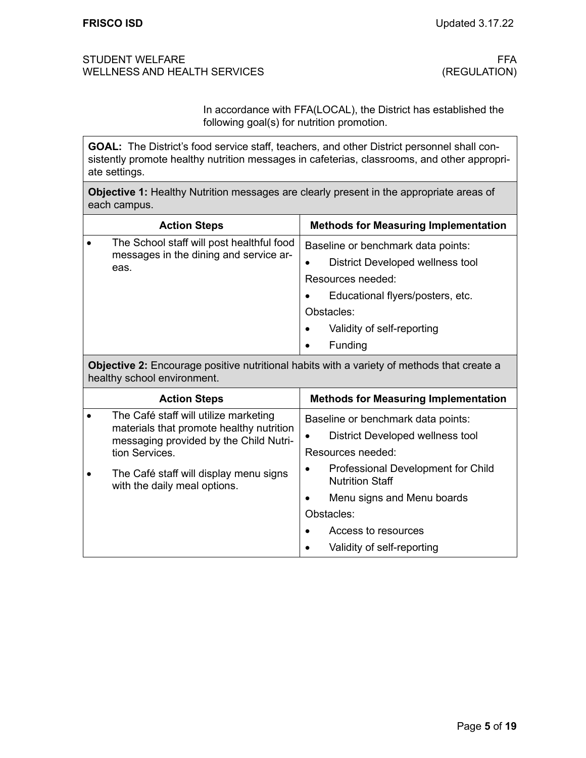STUDENT WELFARE
WELLNESS AND HEALTH SERVICES

FFA
(REGULATION)

In accordance with FFA(LOCAL), the District has established the following goal(s) for nutrition promotion.

**GOAL:** The District's food service staff, teachers, and other District personnel shall consistently promote healthy nutrition messages in cafeterias, classrooms, and other appropriate settings.

**Objective 1:** Healthy Nutrition messages are clearly present in the appropriate areas of each campus.

| Action Steps | Methods for Measuring Implementation |
|---|---|
| • The School staff will post healthful food messages in the dining and service areas. | Baseline or benchmark data points:<br>• District Developed wellness tool<br>Resources needed:<br>• Educational flyers/posters, etc.<br>Obstacles:<br>• Validity of self-reporting<br>• Funding |

**Objective 2:** Encourage positive nutritional habits with a variety of methods that create a healthy school environment.

| Action Steps | Methods for Measuring Implementation |
|---|---|
| • The Café staff will utilize marketing materials that promote healthy nutrition messaging provided by the Child Nutrition Services.<br>• The Café staff will display menu signs with the daily meal options. | Baseline or benchmark data points:<br>• District Developed wellness tool<br>Resources needed:<br>• Professional Development for Child Nutrition Staff<br>• Menu signs and Menu boards<br>Obstacles:<br>• Access to resources<br>• Validity of self-reporting |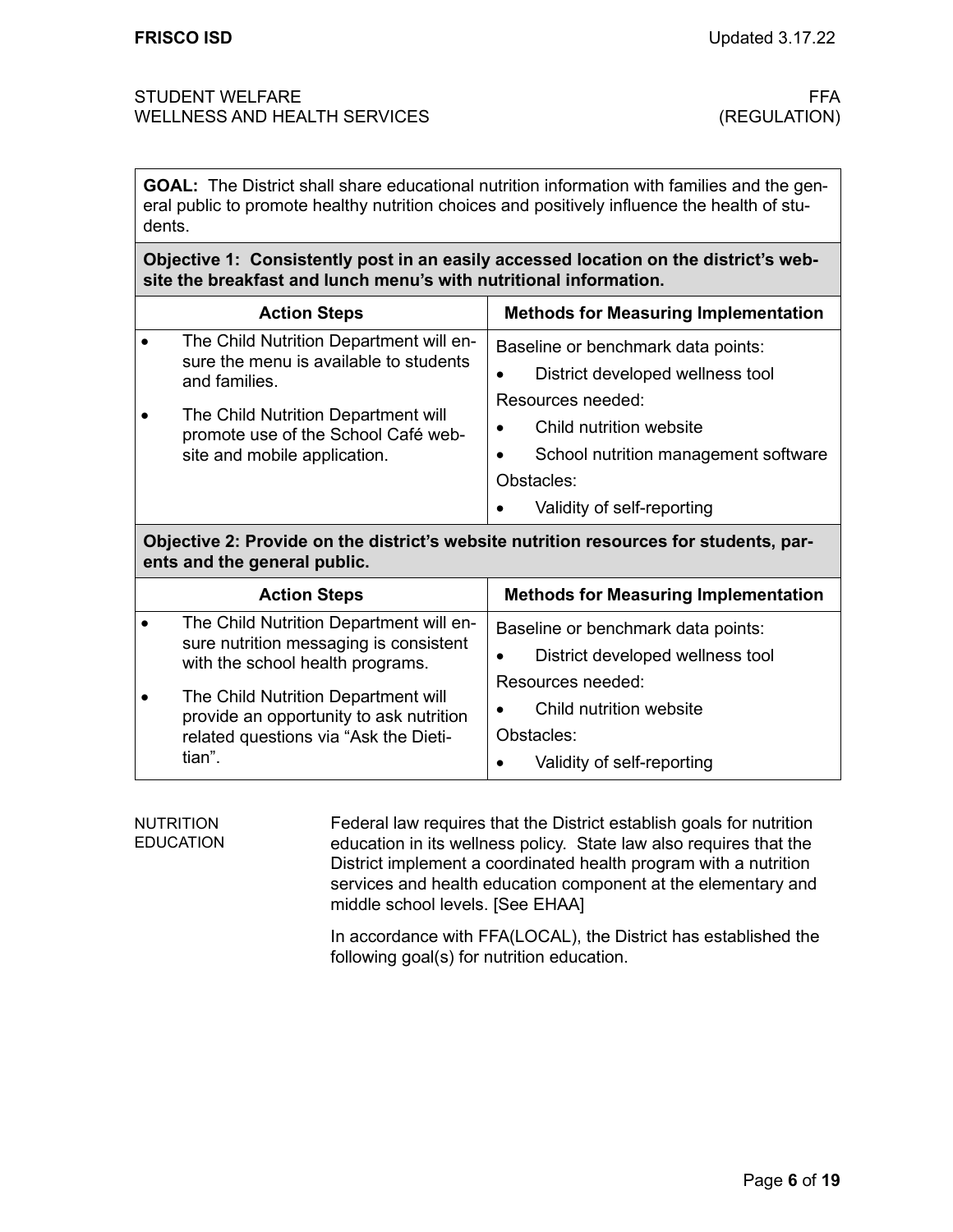| **GOAL:** The District shall share educational nutrition information with families and the general public to promote healthy nutrition choices and positively influence the health of students. | |
|---|---|
| **Objective 1: Consistently post in an easily accessed location on the district's website the breakfast and lunch menu's with nutritional information.** | |
| **Action Steps** | **Methods for Measuring Implementation** |
| • The Child Nutrition Department will ensure the menu is available to students and families.<br>• The Child Nutrition Department will promote use of the School Café website and mobile application. | Baseline or benchmark data points:<br>• District developed wellness tool<br>Resources needed:<br>• Child nutrition website<br>• School nutrition management software<br>Obstacles:<br>• Validity of self-reporting |
| **Objective 2: Provide on the district's website nutrition resources for students, parents and the general public.** | |
| **Action Steps** | **Methods for Measuring Implementation** |
| • The Child Nutrition Department will ensure nutrition messaging is consistent with the school health programs.<br>• The Child Nutrition Department will provide an opportunity to ask nutrition related questions via "Ask the Dietitian". | Baseline or benchmark data points:<br>• District developed wellness tool<br>Resources needed:<br>• Child nutrition website<br>Obstacles:<br>• Validity of self-reporting |

## NUTRITION EDUCATION

Federal law requires that the District establish goals for nutrition education in its wellness policy. State law also requires that the District implement a coordinated health program with a nutrition services and health education component at the elementary and middle school levels. [See EHAA]

In accordance with FFA(LOCAL), the District has established the following goal(s) for nutrition education.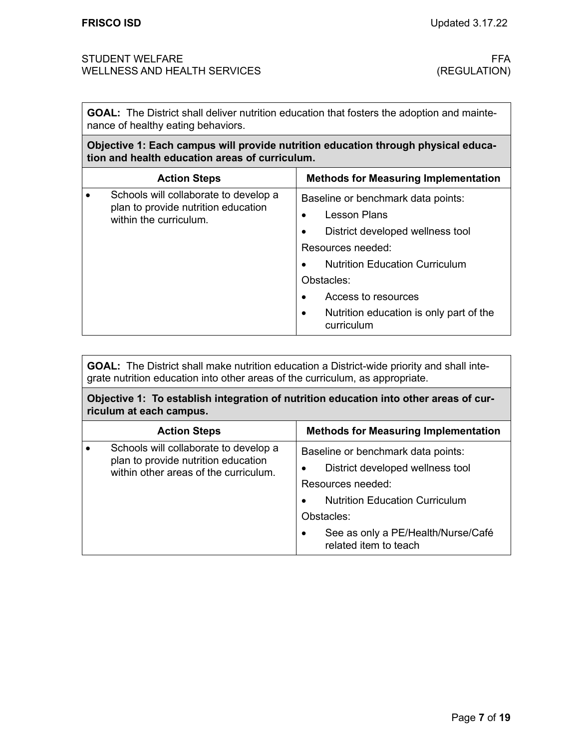| **GOAL:** The District shall deliver nutrition education that fosters the adoption and maintenance of healthy eating behaviors. | |
|---|---|
| **Objective 1: Each campus will provide nutrition education through physical education and health education areas of curriculum.** | |
| **Action Steps** | **Methods for Measuring Implementation** |
| • Schools will collaborate to develop a plan to provide nutrition education within the curriculum. | Baseline or benchmark data points:<br>• Lesson Plans<br>• District developed wellness tool<br>Resources needed:<br>• Nutrition Education Curriculum<br>Obstacles:<br>• Access to resources<br>• Nutrition education is only part of the curriculum |

| **GOAL:** The District shall make nutrition education a District-wide priority and shall integrate nutrition education into other areas of the curriculum, as appropriate. | |
|---|---|
| **Objective 1: To establish integration of nutrition education into other areas of curriculum at each campus.** | |
| **Action Steps** | **Methods for Measuring Implementation** |
| • Schools will collaborate to develop a plan to provide nutrition education within other areas of the curriculum. | Baseline or benchmark data points:<br>• District developed wellness tool<br>Resources needed:<br>• Nutrition Education Curriculum<br>Obstacles:<br>• See as only a PE/Health/Nurse/Café related item to teach |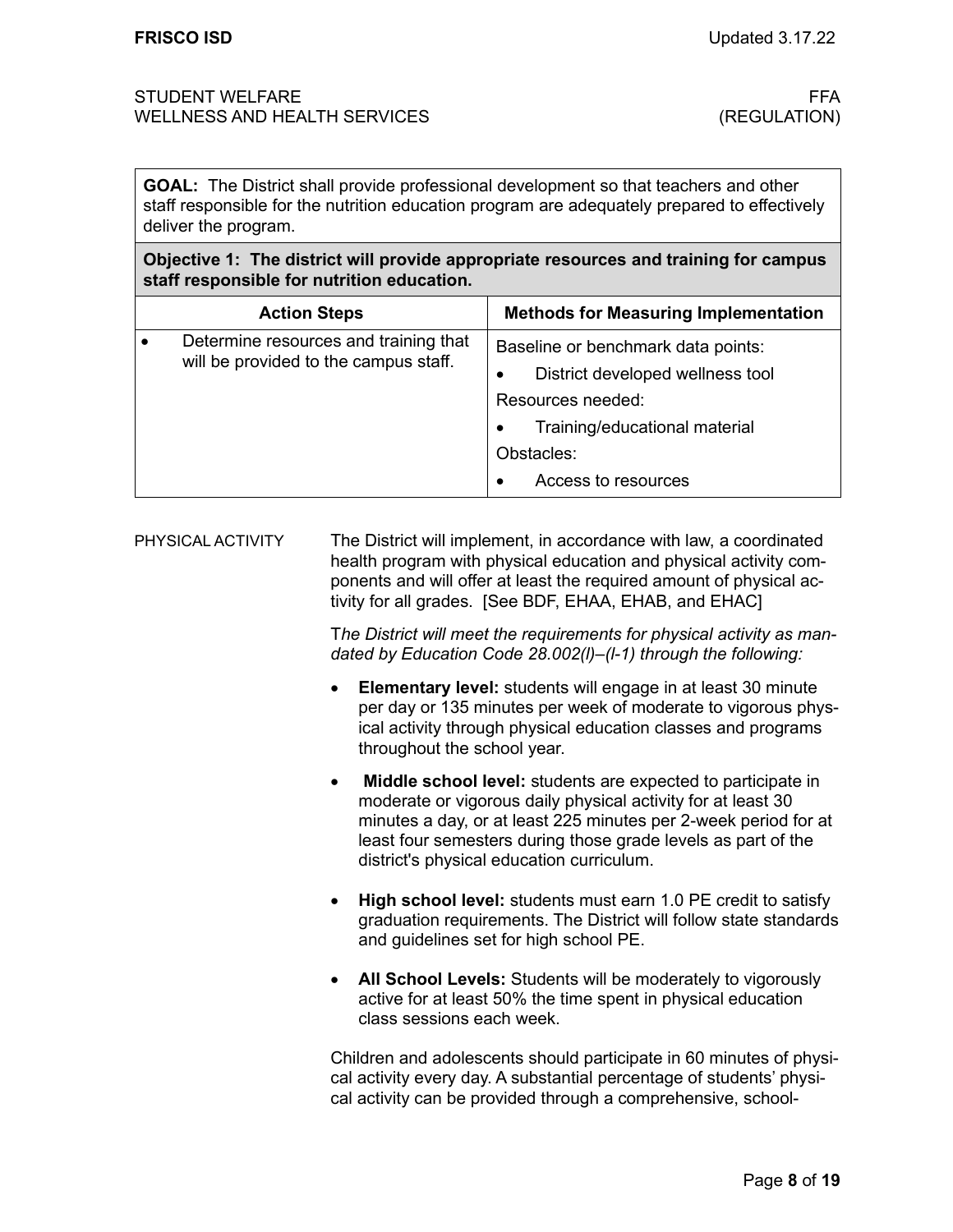| GOAL: The District shall provide professional development so that teachers and other staff responsible for the nutrition education program are adequately prepared to effectively deliver the program. | |
|---|---|
| **Objective 1: The district will provide appropriate resources and training for campus staff responsible for nutrition education.** | |
| **Action Steps** | **Methods for Measuring Implementation** |
| • Determine resources and training that will be provided to the campus staff. | Baseline or benchmark data points:<br>• District developed wellness tool<br>Resources needed:<br>• Training/educational material<br>Obstacles:<br>• Access to resources |

PHYSICAL ACTIVITY

The District will implement, in accordance with law, a coordinated health program with physical education and physical activity components and will offer at least the required amount of physical activity for all grades. [See BDF, EHAA, EHAB, and EHAC]

T*he District will meet the requirements for physical activity as mandated by Education Code 28.002(l)–(l-1) through the following:*

- **Elementary level:** students will engage in at least 30 minute per day or 135 minutes per week of moderate to vigorous physical activity through physical education classes and programs throughout the school year.
- **Middle school level:** students are expected to participate in moderate or vigorous daily physical activity for at least 30 minutes a day, or at least 225 minutes per 2-week period for at least four semesters during those grade levels as part of the district's physical education curriculum.
- **High school level:** students must earn 1.0 PE credit to satisfy graduation requirements. The District will follow state standards and guidelines set for high school PE.
- **All School Levels:** Students will be moderately to vigorously active for at least 50% the time spent in physical education class sessions each week.

Children and adolescents should participate in 60 minutes of physical activity every day. A substantial percentage of students' physical activity can be provided through a comprehensive, school-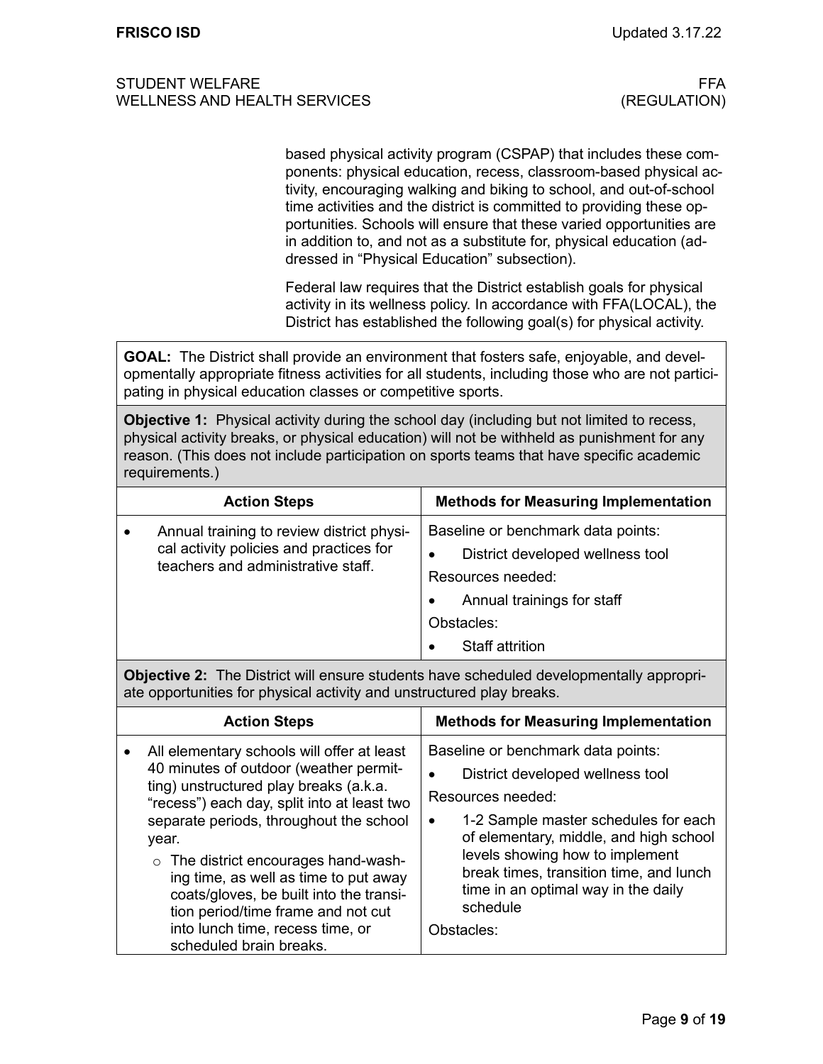based physical activity program (CSPAP) that includes these components: physical education, recess, classroom-based physical activity, encouraging walking and biking to school, and out-of-school time activities and the district is committed to providing these opportunities. Schools will ensure that these varied opportunities are in addition to, and not as a substitute for, physical education (addressed in "Physical Education" subsection).

Federal law requires that the District establish goals for physical activity in its wellness policy. In accordance with FFA(LOCAL), the District has established the following goal(s) for physical activity.

**GOAL:** The District shall provide an environment that fosters safe, enjoyable, and developmentally appropriate fitness activities for all students, including those who are not participating in physical education classes or competitive sports.

**Objective 1:** Physical activity during the school day (including but not limited to recess, physical activity breaks, or physical education) will not be withheld as punishment for any reason. (This does not include participation on sports teams that have specific academic requirements.)

| Action Steps | Methods for Measuring Implementation |
|---|---|
| • Annual training to review district physical activity policies and practices for teachers and administrative staff. | Baseline or benchmark data points:<br>• District developed wellness tool<br>Resources needed:<br>• Annual trainings for staff<br>Obstacles:<br>• Staff attrition |

**Objective 2:** The District will ensure students have scheduled developmentally appropriate opportunities for physical activity and unstructured play breaks.

| Action Steps | Methods for Measuring Implementation |
|---|---|
| • All elementary schools will offer at least 40 minutes of outdoor (weather permitting) unstructured play breaks (a.k.a. "recess") each day, split into at least two separate periods, throughout the school year.<br>○ The district encourages hand-washing time, as well as time to put away coats/gloves, be built into the transition period/time frame and not cut into lunch time, recess time, or scheduled brain breaks. | Baseline or benchmark data points:<br>• District developed wellness tool<br>Resources needed:<br>• 1-2 Sample master schedules for each of elementary, middle, and high school levels showing how to implement break times, transition time, and lunch time in an optimal way in the daily schedule<br>Obstacles: |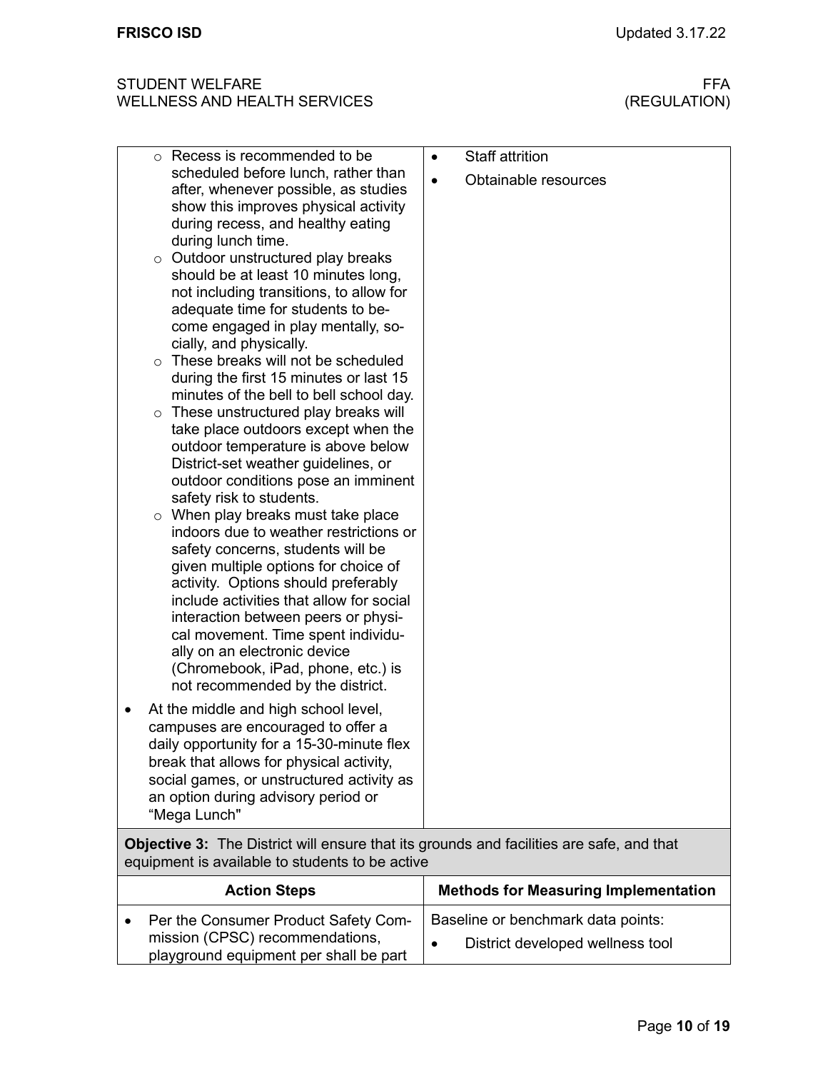| | |
|---|---|
| ○ Recess is recommended to be scheduled before lunch, rather than after, whenever possible, as studies show this improves physical activity during recess, and healthy eating during lunch time.<br>○ Outdoor unstructured play breaks should be at least 10 minutes long, not including transitions, to allow for adequate time for students to become engaged in play mentally, socially, and physically.<br>○ These breaks will not be scheduled during the first 15 minutes or last 15 minutes of the bell to bell school day.<br>○ These unstructured play breaks will take place outdoors except when the outdoor temperature is above below District-set weather guidelines, or outdoor conditions pose an imminent safety risk to students.<br>○ When play breaks must take place indoors due to weather restrictions or safety concerns, students will be given multiple options for choice of activity. Options should preferably include activities that allow for social interaction between peers or physical movement. Time spent individually on an electronic device (Chromebook, iPad, phone, etc.) is not recommended by the district.<br>• At the middle and high school level, campuses are encouraged to offer a daily opportunity for a 15-30-minute flex break that allows for physical activity, social games, or unstructured activity as an option during advisory period or "Mega Lunch" | • Staff attrition<br>• Obtainable resources |
| **Objective 3:** The District will ensure that its grounds and facilities are safe, and that equipment is available to students to be active | |
| **Action Steps** | **Methods for Measuring Implementation** |
| • Per the Consumer Product Safety Commission (CPSC) recommendations, playground equipment per shall be part | Baseline or benchmark data points:<br>• District developed wellness tool |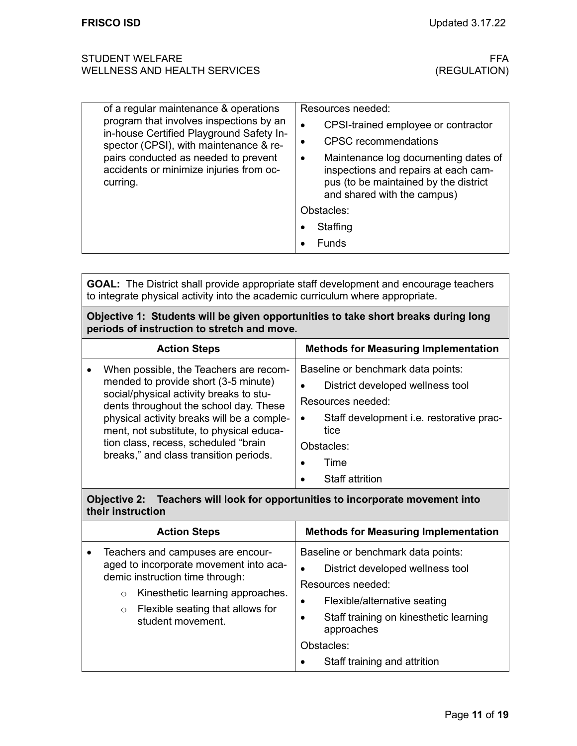| | |
|---|---|
| of a regular maintenance & operations program that involves inspections by an in-house Certified Playground Safety Inspector (CPSI), with maintenance & repairs conducted as needed to prevent accidents or minimize injuries from occurring. | Resources needed:<br>• CPSI-trained employee or contractor<br>• CPSC recommendations<br>• Maintenance log documenting dates of inspections and repairs at each campus (to be maintained by the district and shared with the campus)<br>Obstacles:<br>• Staffing<br>• Funds |

**GOAL:** The District shall provide appropriate staff development and encourage teachers to integrate physical activity into the academic curriculum where appropriate.

**Objective 1: Students will be given opportunities to take short breaks during long periods of instruction to stretch and move.**

| Action Steps | Methods for Measuring Implementation |
|---|---|
| • When possible, the Teachers are recommended to provide short (3-5 minute) social/physical activity breaks to students throughout the school day. These physical activity breaks will be a complement, not substitute, to physical education class, recess, scheduled "brain breaks," and class transition periods. | Baseline or benchmark data points:<br>• District developed wellness tool<br>Resources needed:<br>• Staff development i.e. restorative practice<br>Obstacles:<br>• Time<br>• Staff attrition |

**Objective 2: Teachers will look for opportunities to incorporate movement into their instruction**

| Action Steps | Methods for Measuring Implementation |
|---|---|
| • Teachers and campuses are encouraged to incorporate movement into academic instruction time through:<br>  ○ Kinesthetic learning approaches.<br>  ○ Flexible seating that allows for student movement. | Baseline or benchmark data points:<br>• District developed wellness tool<br>Resources needed:<br>• Flexible/alternative seating<br>• Staff training on kinesthetic learning approaches<br>Obstacles:<br>• Staff training and attrition |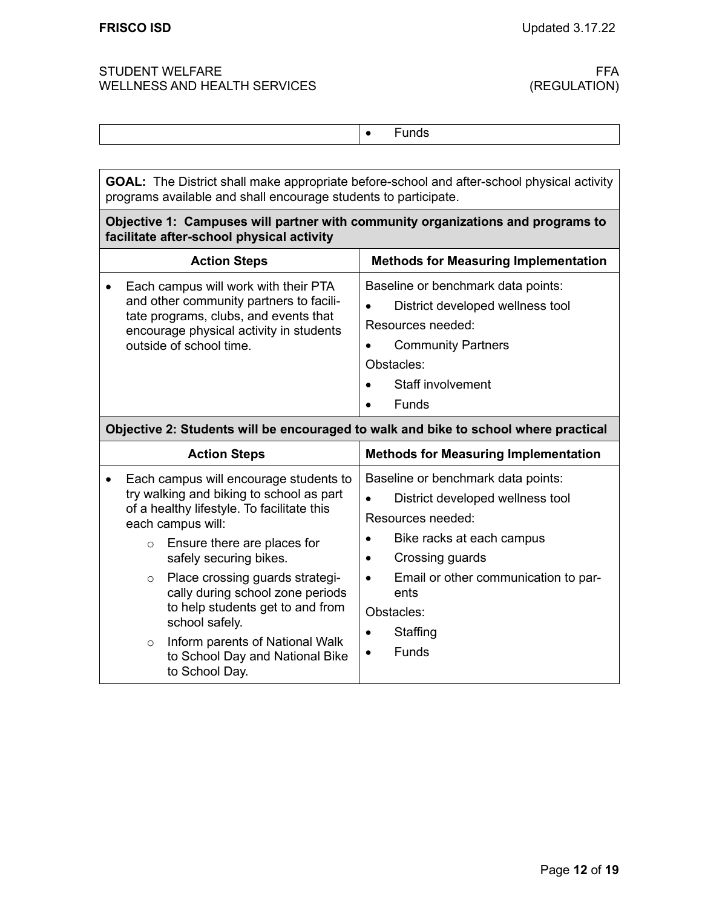| | • Funds |
|---|---|

| **GOAL:** The District shall make appropriate before-school and after-school physical activity programs available and shall encourage students to participate. | |
|---|---|
| **Objective 1: Campuses will partner with community organizations and programs to facilitate after-school physical activity** | |
| **Action Steps** | **Methods for Measuring Implementation** |
| • Each campus will work with their PTA and other community partners to facilitate programs, clubs, and events that encourage physical activity in students outside of school time. | Baseline or benchmark data points:<br>• District developed wellness tool<br>Resources needed:<br>• Community Partners<br>Obstacles:<br>• Staff involvement<br>• Funds |
| **Objective 2: Students will be encouraged to walk and bike to school where practical** | |
| **Action Steps** | **Methods for Measuring Implementation** |
| • Each campus will encourage students to try walking and biking to school as part of a healthy lifestyle. To facilitate this each campus will:<br>○ Ensure there are places for safely securing bikes.<br>○ Place crossing guards strategically during school zone periods to help students get to and from school safely.<br>○ Inform parents of National Walk to School Day and National Bike to School Day. | Baseline or benchmark data points:<br>• District developed wellness tool<br>Resources needed:<br>• Bike racks at each campus<br>• Crossing guards<br>• Email or other communication to parents<br>Obstacles:<br>• Staffing<br>• Funds |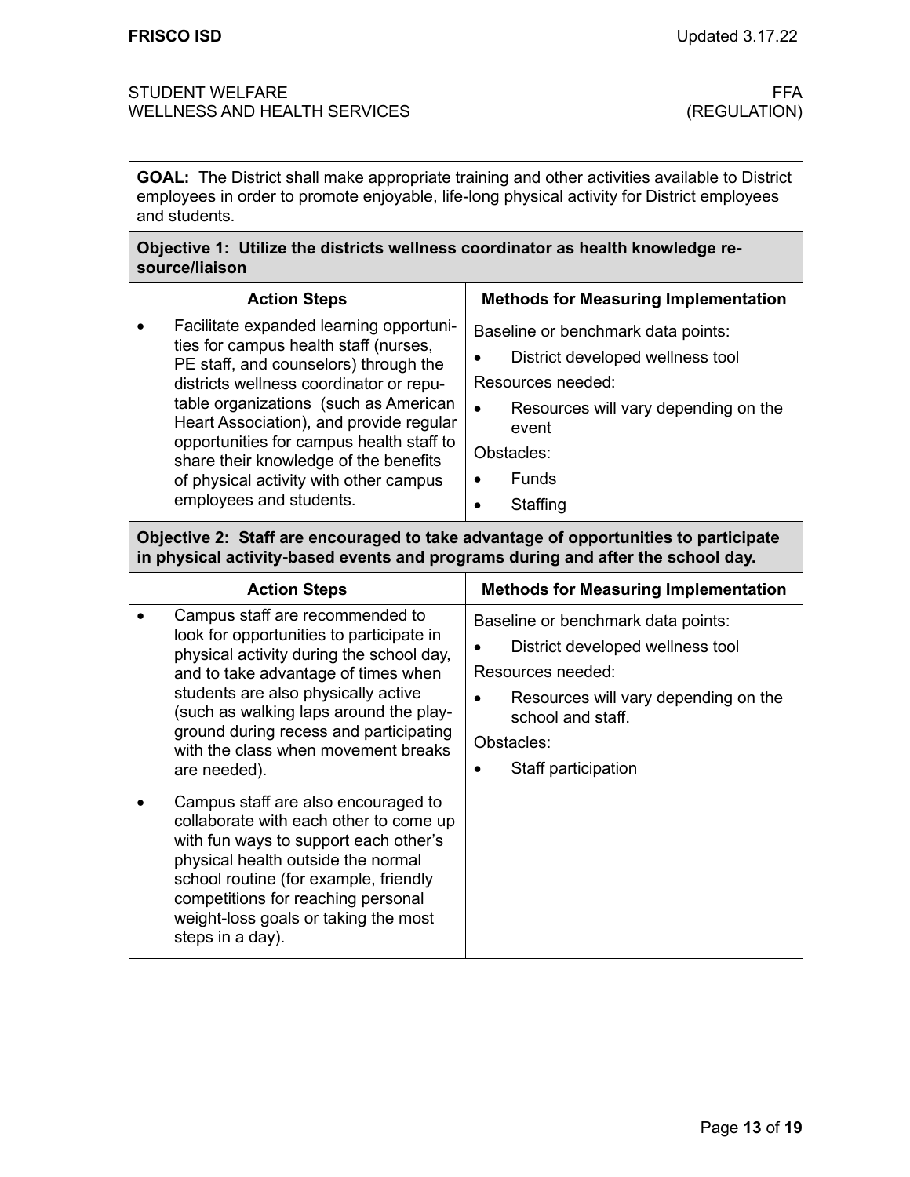**GOAL:** The District shall make appropriate training and other activities available to District employees in order to promote enjoyable, life-long physical activity for District employees and students.

**Objective 1: Utilize the districts wellness coordinator as health knowledge resource/liaison**

| Action Steps | Methods for Measuring Implementation |
|---|---|
| • Facilitate expanded learning opportunities for campus health staff (nurses, PE staff, and counselors) through the districts wellness coordinator or reputable organizations (such as American Heart Association), and provide regular opportunities for campus health staff to share their knowledge of the benefits of physical activity with other campus employees and students. | Baseline or benchmark data points:<br>• District developed wellness tool<br>Resources needed:<br>• Resources will vary depending on the event<br>Obstacles:<br>• Funds<br>• Staffing |

**Objective 2: Staff are encouraged to take advantage of opportunities to participate in physical activity-based events and programs during and after the school day.**

| Action Steps | Methods for Measuring Implementation |
|---|---|
| • Campus staff are recommended to look for opportunities to participate in physical activity during the school day, and to take advantage of times when students are also physically active (such as walking laps around the playground during recess and participating with the class when movement breaks are needed).<br>• Campus staff are also encouraged to collaborate with each other to come up with fun ways to support each other's physical health outside the normal school routine (for example, friendly competitions for reaching personal weight-loss goals or taking the most steps in a day). | Baseline or benchmark data points:<br>• District developed wellness tool<br>Resources needed:<br>• Resources will vary depending on the school and staff.<br>Obstacles:<br>• Staff participation |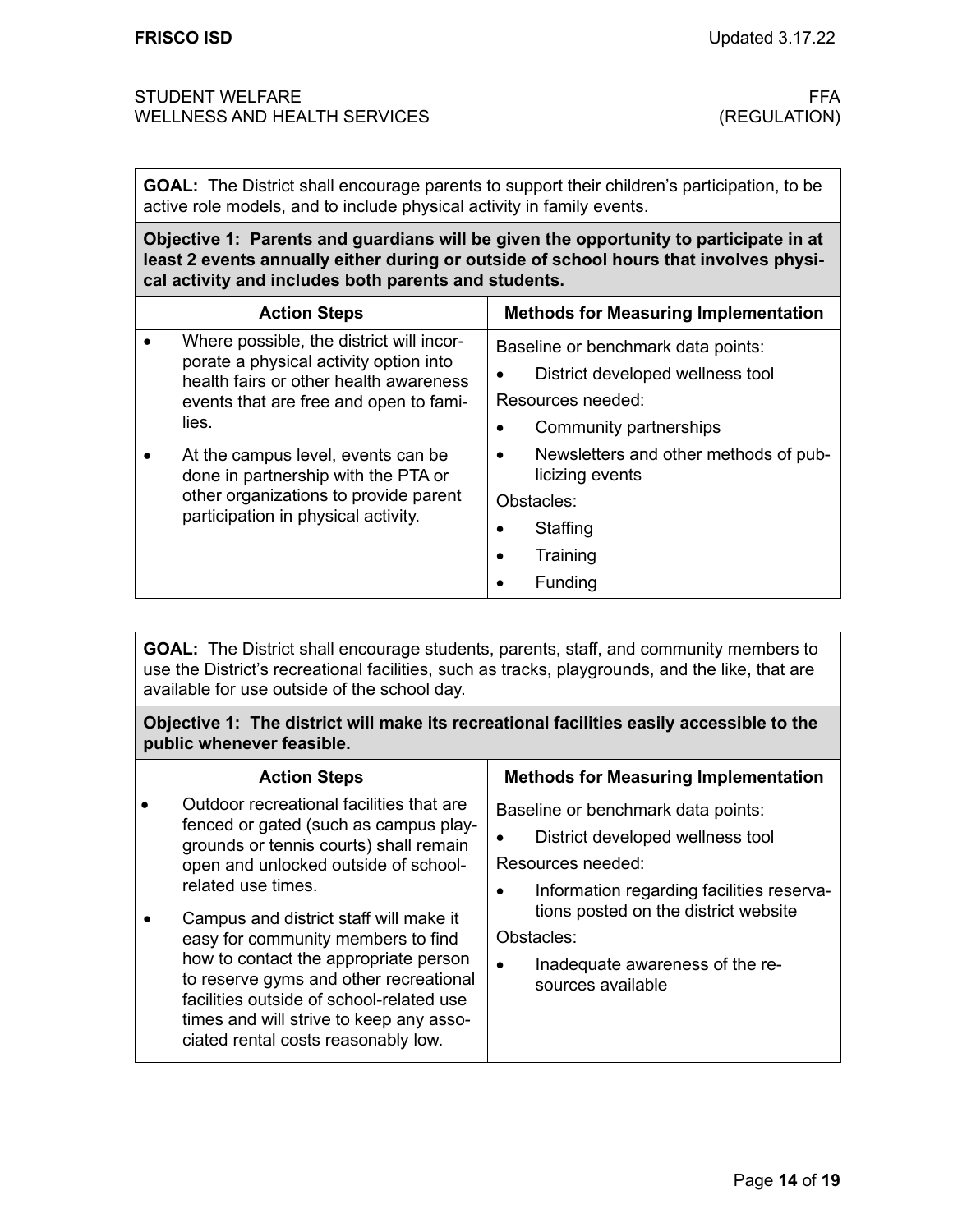**GOAL:** The District shall encourage parents to support their children's participation, to be active role models, and to include physical activity in family events.

**Objective 1: Parents and guardians will be given the opportunity to participate in at least 2 events annually either during or outside of school hours that involves physical activity and includes both parents and students.**

| Action Steps | Methods for Measuring Implementation |
|---|---|
| • Where possible, the district will incorporate a physical activity option into health fairs or other health awareness events that are free and open to families.<br>• At the campus level, events can be done in partnership with the PTA or other organizations to provide parent participation in physical activity. | Baseline or benchmark data points:<br>• District developed wellness tool<br>Resources needed:<br>• Community partnerships<br>• Newsletters and other methods of publicizing events<br>Obstacles:<br>• Staffing<br>• Training<br>• Funding |

**GOAL:** The District shall encourage students, parents, staff, and community members to use the District's recreational facilities, such as tracks, playgrounds, and the like, that are available for use outside of the school day.

**Objective 1: The district will make its recreational facilities easily accessible to the public whenever feasible.**

| Action Steps | Methods for Measuring Implementation |
|---|---|
| • Outdoor recreational facilities that are fenced or gated (such as campus playgrounds or tennis courts) shall remain open and unlocked outside of school-related use times.<br>• Campus and district staff will make it easy for community members to find how to contact the appropriate person to reserve gyms and other recreational facilities outside of school-related use times and will strive to keep any associated rental costs reasonably low. | Baseline or benchmark data points:<br>• District developed wellness tool<br>Resources needed:<br>• Information regarding facilities reservations posted on the district website<br>Obstacles:<br>• Inadequate awareness of the resources available |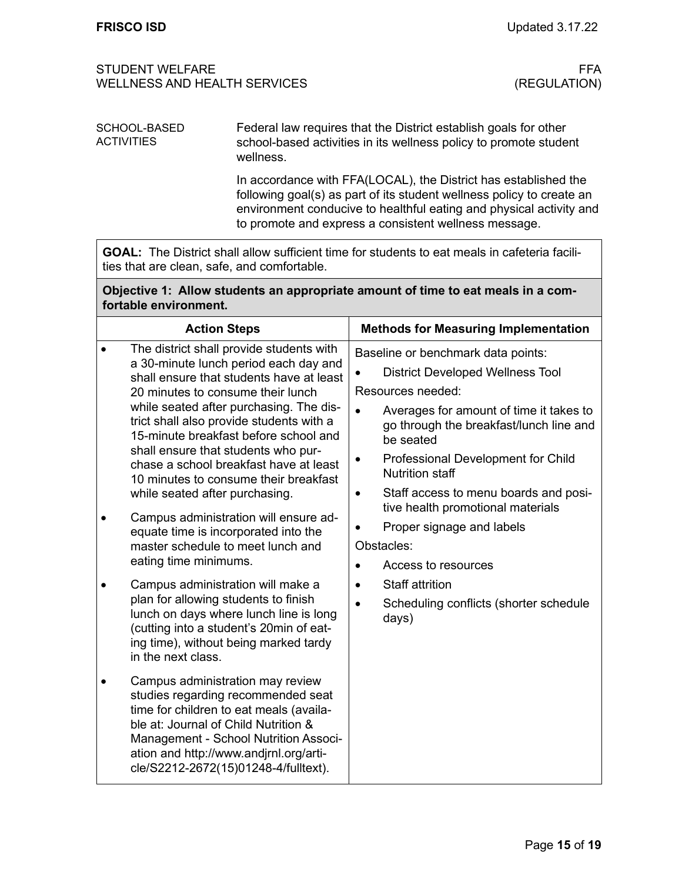STUDENT WELFARE
WELLNESS AND HEALTH SERVICES

FFA
(REGULATION)

**SCHOOL-BASED ACTIVITIES**

Federal law requires that the District establish goals for other school-based activities in its wellness policy to promote student wellness.

In accordance with FFA(LOCAL), the District has established the following goal(s) as part of its student wellness policy to create an environment conducive to healthful eating and physical activity and to promote and express a consistent wellness message.

**GOAL:** The District shall allow sufficient time for students to eat meals in cafeteria facilities that are clean, safe, and comfortable.

**Objective 1: Allow students an appropriate amount of time to eat meals in a comfortable environment.**

| Action Steps | Methods for Measuring Implementation |
| --- | --- |
| • The district shall provide students with a 30-minute lunch period each day and shall ensure that students have at least 20 minutes to consume their lunch while seated after purchasing. The district shall also provide students with a 15-minute breakfast before school and shall ensure that students who purchase a school breakfast have at least 10 minutes to consume their breakfast while seated after purchasing.<br>• Campus administration will ensure adequate time is incorporated into the master schedule to meet lunch and eating time minimums.<br>• Campus administration will make a plan for allowing students to finish lunch on days where lunch line is long (cutting into a student's 20min of eating time), without being marked tardy in the next class.<br>• Campus administration may review studies regarding recommended seat time for children to eat meals (available at: Journal of Child Nutrition & Management - School Nutrition Association and http://www.andjrnl.org/article/S2212-2672(15)01248-4/fulltext). | Baseline or benchmark data points:<br>• District Developed Wellness Tool<br>Resources needed:<br>• Averages for amount of time it takes to go through the breakfast/lunch line and be seated<br>• Professional Development for Child Nutrition staff<br>• Staff access to menu boards and positive health promotional materials<br>• Proper signage and labels<br>Obstacles:<br>• Access to resources<br>• Staff attrition<br>• Scheduling conflicts (shorter schedule days) |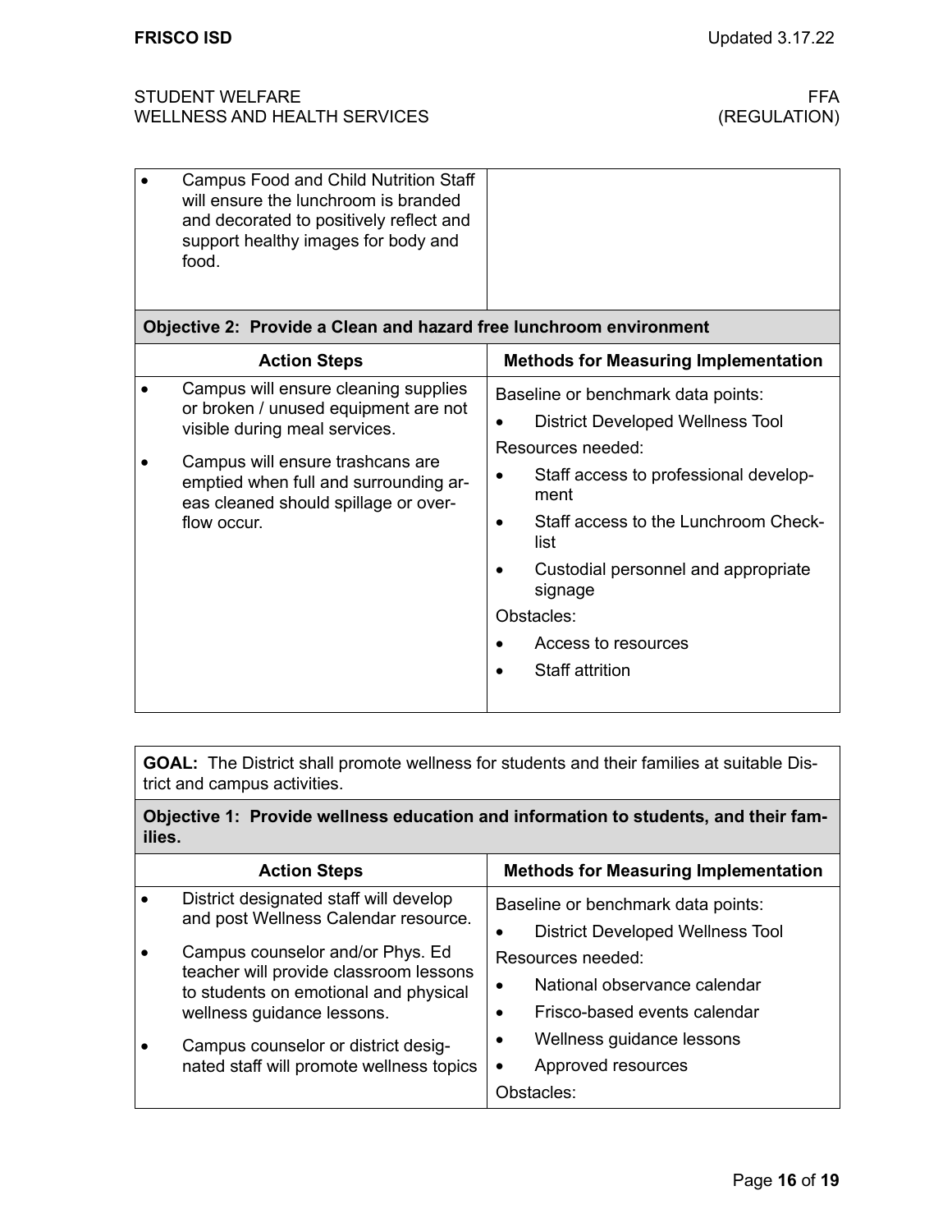| | |
|---|---|
| • Campus Food and Child Nutrition Staff will ensure the lunchroom is branded and decorated to positively reflect and support healthy images for body and food. | |
| **Objective 2: Provide a Clean and hazard free lunchroom environment** | |
| **Action Steps** | **Methods for Measuring Implementation** |
| • Campus will ensure cleaning supplies or broken / unused equipment are not visible during meal services.<br>• Campus will ensure trashcans are emptied when full and surrounding areas cleaned should spillage or overflow occur. | Baseline or benchmark data points:<br>• District Developed Wellness Tool<br>Resources needed:<br>• Staff access to professional development<br>• Staff access to the Lunchroom Checklist<br>• Custodial personnel and appropriate signage<br>Obstacles:<br>• Access to resources<br>• Staff attrition |

| | |
|---|---|
| **GOAL:** The District shall promote wellness for students and their families at suitable District and campus activities. | |
| **Objective 1: Provide wellness education and information to students, and their families.** | |
| **Action Steps** | **Methods for Measuring Implementation** |
| • District designated staff will develop and post Wellness Calendar resource.<br>• Campus counselor and/or Phys. Ed teacher will provide classroom lessons to students on emotional and physical wellness guidance lessons.<br>• Campus counselor or district designated staff will promote wellness topics | Baseline or benchmark data points:<br>• District Developed Wellness Tool<br>Resources needed:<br>• National observance calendar<br>• Frisco-based events calendar<br>• Wellness guidance lessons<br>• Approved resources<br>Obstacles: |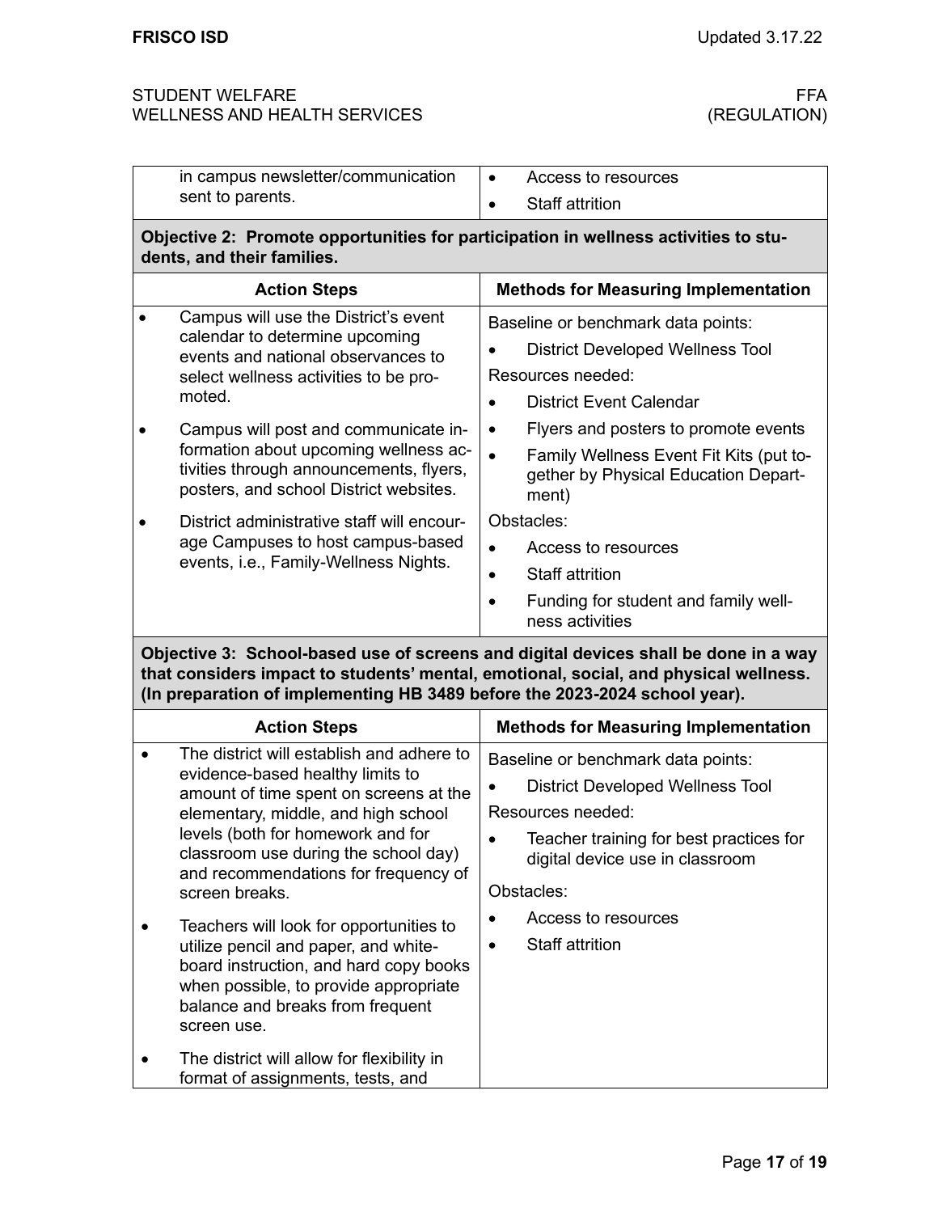| | |
|---|---|
| in campus newsletter/communication sent to parents. | • Access to resources<br>• Staff attrition |

**Objective 2: Promote opportunities for participation in wellness activities to students, and their families.**

| Action Steps | Methods for Measuring Implementation |
|---|---|
| • Campus will use the District's event calendar to determine upcoming events and national observances to select wellness activities to be promoted.<br>• Campus will post and communicate information about upcoming wellness activities through announcements, flyers, posters, and school District websites.<br>• District administrative staff will encourage Campuses to host campus-based events, i.e., Family-Wellness Nights. | Baseline or benchmark data points:<br>• District Developed Wellness Tool<br>Resources needed:<br>• District Event Calendar<br>• Flyers and posters to promote events<br>• Family Wellness Event Fit Kits (put together by Physical Education Department)<br>Obstacles:<br>• Access to resources<br>• Staff attrition<br>• Funding for student and family wellness activities |

**Objective 3: School-based use of screens and digital devices shall be done in a way that considers impact to students' mental, emotional, social, and physical wellness. (In preparation of implementing HB 3489 before the 2023-2024 school year).**

| Action Steps | Methods for Measuring Implementation |
|---|---|
| • The district will establish and adhere to evidence-based healthy limits to amount of time spent on screens at the elementary, middle, and high school levels (both for homework and for classroom use during the school day) and recommendations for frequency of screen breaks.<br>• Teachers will look for opportunities to utilize pencil and paper, and whiteboard instruction, and hard copy books when possible, to provide appropriate balance and breaks from frequent screen use.<br>• The district will allow for flexibility in format of assignments, tests, and | Baseline or benchmark data points:<br>• District Developed Wellness Tool<br>Resources needed:<br>• Teacher training for best practices for digital device use in classroom<br>Obstacles:<br>• Access to resources<br>• Staff attrition |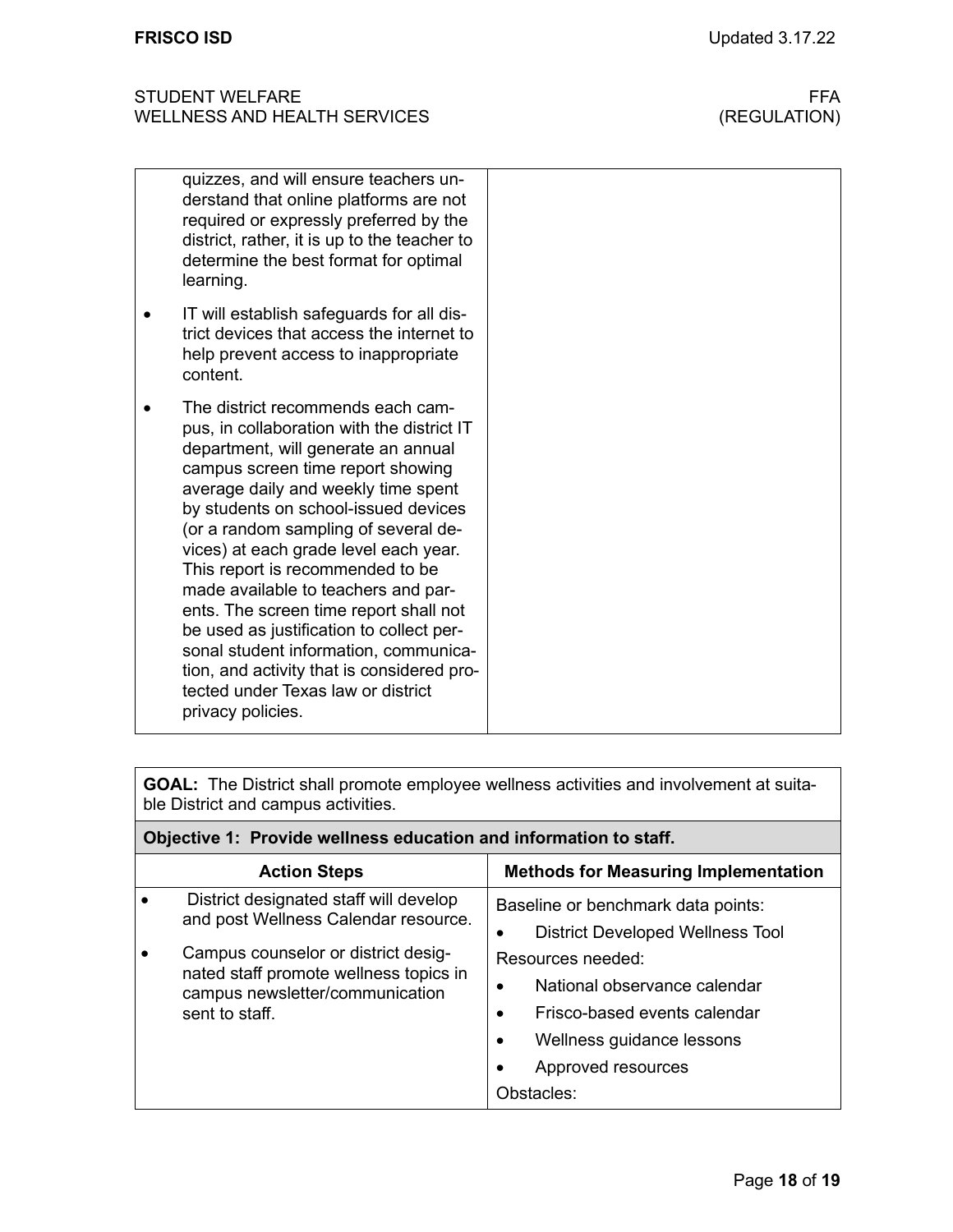| | |
|---|---|
| quizzes, and will ensure teachers understand that online platforms are not required or expressly preferred by the district, rather, it is up to the teacher to determine the best format for optimal learning.<br>• IT will establish safeguards for all district devices that access the internet to help prevent access to inappropriate content.<br>• The district recommends each campus, in collaboration with the district IT department, will generate an annual campus screen time report showing average daily and weekly time spent by students on school-issued devices (or a random sampling of several devices) at each grade level each year. This report is recommended to be made available to teachers and parents. The screen time report shall not be used as justification to collect personal student information, communication, and activity that is considered protected under Texas law or district privacy policies. | |

| **GOAL:** The District shall promote employee wellness activities and involvement at suitable District and campus activities. | |
|---|---|
| **Objective 1: Provide wellness education and information to staff.** | |
| **Action Steps** | **Methods for Measuring Implementation** |
| • District designated staff will develop and post Wellness Calendar resource.<br>• Campus counselor or district designated staff promote wellness topics in campus newsletter/communication sent to staff. | Baseline or benchmark data points:<br>• District Developed Wellness Tool<br>Resources needed:<br>• National observance calendar<br>• Frisco-based events calendar<br>• Wellness guidance lessons<br>• Approved resources<br>Obstacles: |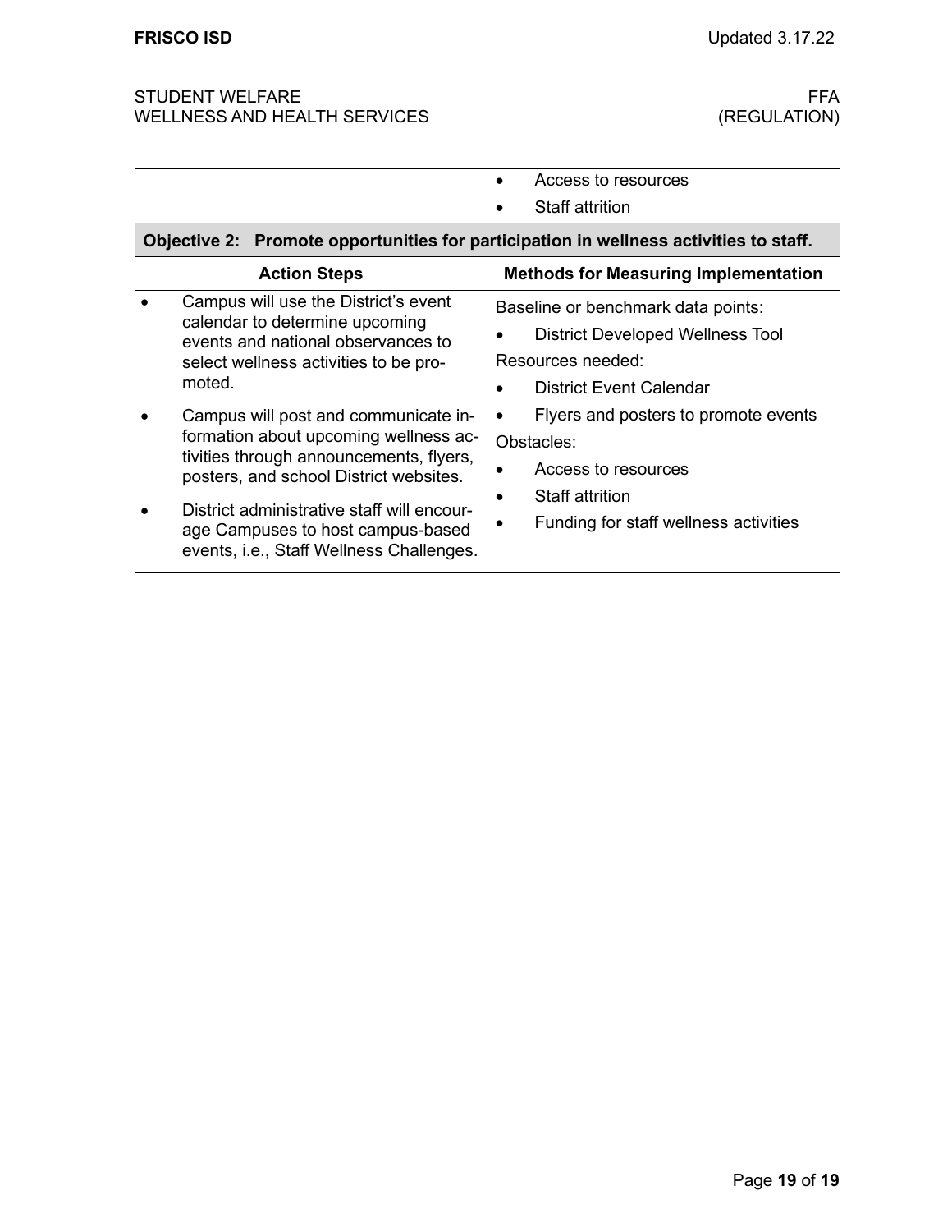| | |
|---|---|
| | • Access to resources<br>• Staff attrition |
| **Objective 2: Promote opportunities for participation in wellness activities to staff.** | |
| **Action Steps** | **Methods for Measuring Implementation** |
| • Campus will use the District's event calendar to determine upcoming events and national observances to select wellness activities to be promoted.<br>• Campus will post and communicate information about upcoming wellness activities through announcements, flyers, posters, and school District websites.<br>• District administrative staff will encourage Campuses to host campus-based events, i.e., Staff Wellness Challenges. | Baseline or benchmark data points:<br>• District Developed Wellness Tool<br>Resources needed:<br>• District Event Calendar<br>• Flyers and posters to promote events<br>Obstacles:<br>• Access to resources<br>• Staff attrition<br>• Funding for staff wellness activities |